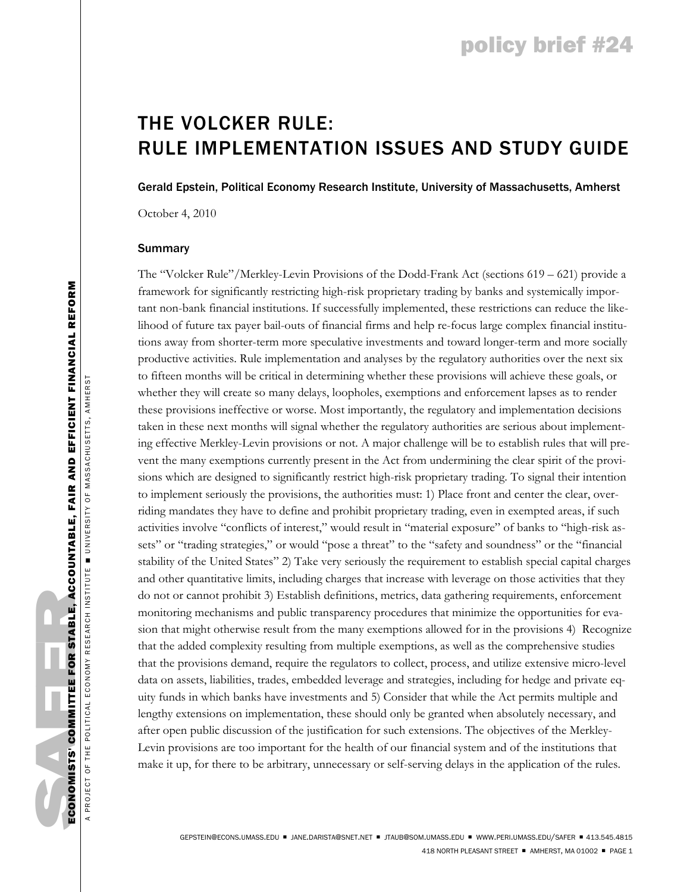policy brief #24

# THE VOLCKER RULE: RULE IMPLEMENTATION ISSUES AND STUDY GUIDE

Gerald Epstein, Political Economy Research Institute, University of Massachusetts, Amherst

October 4, 2010

## Summary

The "Volcker Rule"/Merkley-Levin Provisions of the Dodd-Frank Act (sections 619 – 621) provide a framework for significantly restricting high-risk proprietary trading by banks and systemically important non-bank financial institutions. If successfully implemented, these restrictions can reduce the likelihood of future tax payer bail-outs of financial firms and help re-focus large complex financial institutions away from shorter-term more speculative investments and toward longer-term and more socially productive activities. Rule implementation and analyses by the regulatory authorities over the next six to fifteen months will be critical in determining whether these provisions will achieve these goals, or whether they will create so many delays, loopholes, exemptions and enforcement lapses as to render these provisions ineffective or worse. Most importantly, the regulatory and implementation decisions taken in these next months will signal whether the regulatory authorities are serious about implementing effective Merkley-Levin provisions or not. A major challenge will be to establish rules that will prevent the many exemptions currently present in the Act from undermining the clear spirit of the provisions which are designed to significantly restrict high-risk proprietary trading. To signal their intention to implement seriously the provisions, the authorities must: 1) Place front and center the clear, overriding mandates they have to define and prohibit proprietary trading, even in exempted areas, if such activities involve "conflicts of interest," would result in "material exposure" of banks to "high-risk assets" or "trading strategies," or would "pose a threat" to the "safety and soundness" or the "financial stability of the United States" 2) Take very seriously the requirement to establish special capital charges and other quantitative limits, including charges that increase with leverage on those activities that they do not or cannot prohibit 3) Establish definitions, metrics, data gathering requirements, enforcement monitoring mechanisms and public transparency procedures that minimize the opportunities for evasion that might otherwise result from the many exemptions allowed for in the provisions 4) Recognize that the added complexity resulting from multiple exemptions, as well as the comprehensive studies that the provisions demand, require the regulators to collect, process, and utilize extensive micro-level data on assets, liabilities, trades, embedded leverage and strategies, including for hedge and private equity funds in which banks have investments and 5) Consider that while the Act permits multiple and lengthy extensions on implementation, these should only be granted when absolutely necessary, and after open public discussion of the justification for such extensions. The objectives of the Merkley-Levin provisions are too important for the health of our financial system and of the institutions that make it up, for there to be arbitrary, unnecessary or self-serving delays in the application of the rules.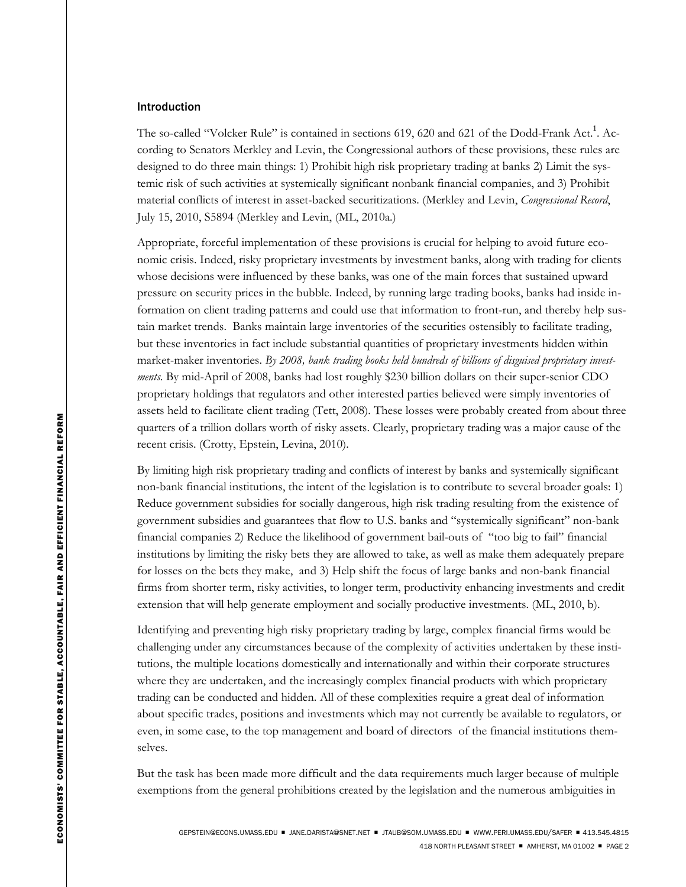## Introduction

The so-called "Volcker Rule" is contained in sections 619, 620 and 621 of the Dodd-Frank Act.[1]. According to Senators Merkley and Levin, the Congressional authors of these provisions, these rules are designed to do three main things: 1) Prohibit high risk proprietary trading at banks 2) Limit the systemic risk of such activities at systemically significant nonbank financial companies, and 3) Prohibit material conflicts of interest in asset-backed securitizations. (Merkley and Levin, *Congressional Record*, July 15, 2010, S5894 (Merkley and Levin, (ML, 2010a.)

Appropriate, forceful implementation of these provisions is crucial for helping to avoid future economic crisis. Indeed, risky proprietary investments by investment banks, along with trading for clients whose decisions were influenced by these banks, was one of the main forces that sustained upward pressure on security prices in the bubble. Indeed, by running large trading books, banks had inside information on client trading patterns and could use that information to front-run, and thereby help sustain market trends. Banks maintain large inventories of the securities ostensibly to facilitate trading, but these inventories in fact include substantial quantities of proprietary investments hidden within market-maker inventories. *By 2008, bank trading books held hundreds of billions of disguised proprietary investments.* By mid-April of 2008, banks had lost roughly \$230 billion dollars on their super-senior CDO proprietary holdings that regulators and other interested parties believed were simply inventories of assets held to facilitate client trading (Tett, 2008). These losses were probably created from about three quarters of a trillion dollars worth of risky assets. Clearly, proprietary trading was a major cause of the recent crisis. (Crotty, Epstein, Levina, 2010).

By limiting high risk proprietary trading and conflicts of interest by banks and systemically significant non-bank financial institutions, the intent of the legislation is to contribute to several broader goals: 1) Reduce government subsidies for socially dangerous, high risk trading resulting from the existence of government subsidies and guarantees that flow to U.S. banks and "systemically significant" non-bank financial companies 2) Reduce the likelihood of government bail-outs of "too big to fail" financial institutions by limiting the risky bets they are allowed to take, as well as make them adequately prepare for losses on the bets they make, and 3) Help shift the focus of large banks and non-bank financial firms from shorter term, risky activities, to longer term, productivity enhancing investments and credit extension that will help generate employment and socially productive investments. (ML, 2010, b).

Identifying and preventing high risky proprietary trading by large, complex financial firms would be challenging under any circumstances because of the complexity of activities undertaken by these institutions, the multiple locations domestically and internationally and within their corporate structures where they are undertaken, and the increasingly complex financial products with which proprietary trading can be conducted and hidden. All of these complexities require a great deal of information about specific trades, positions and investments which may not currently be available to regulators, or even, in some case, to the top management and board of directors of the financial institutions themselves.

But the task has been made more difficult and the data requirements much larger because of multiple exemptions from the general prohibitions created by the legislation and the numerous ambiguities in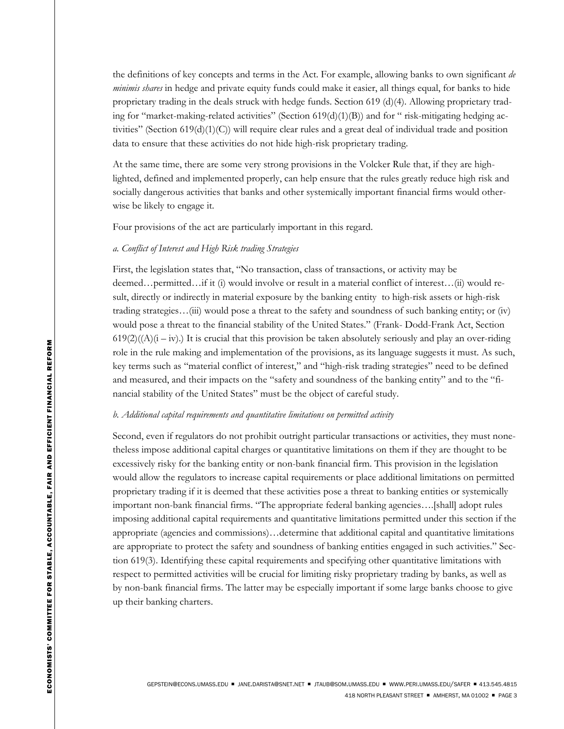the definitions of key concepts and terms in the Act. For example, allowing banks to own significant *de minimis shares* in hedge and private equity funds could make it easier, all things equal, for banks to hide proprietary trading in the deals struck with hedge funds. Section 619 (d)(4). Allowing proprietary trading for "market-making-related activities" (Section 619(d)(1)(B)) and for " risk-mitigating hedging activities" (Section 619(d)(1)(C)) will require clear rules and a great deal of individual trade and position data to ensure that these activities do not hide high-risk proprietary trading.

At the same time, there are some very strong provisions in the Volcker Rule that, if they are highlighted, defined and implemented properly, can help ensure that the rules greatly reduce high risk and socially dangerous activities that banks and other systemically important financial firms would otherwise be likely to engage it.

Four provisions of the act are particularly important in this regard.

*a. Conflict of Interest and High Risk trading Strategies*

First, the legislation states that, "No transaction, class of transactions, or activity may be deemed…permitted…if it (i) would involve or result in a material conflict of interest…(ii) would result, directly or indirectly in material exposure by the banking entity to high-risk assets or high-risk trading strategies…(iii) would pose a threat to the safety and soundness of such banking entity; or (iv) would pose a threat to the financial stability of the United States." (Frank- Dodd-Frank Act, Section 619(2)((A)(i – iv).) It is crucial that this provision be taken absolutely seriously and play an over-riding role in the rule making and implementation of the provisions, as its language suggests it must. As such, key terms such as "material conflict of interest," and "high-risk trading strategies" need to be defined and measured, and their impacts on the "safety and soundness of the banking entity" and to the "financial stability of the United States" must be the object of careful study.

*b. Additional capital requirements and quantitative limitations on permitted activity*

Second, even if regulators do not prohibit outright particular transactions or activities, they must nonetheless impose additional capital charges or quantitative limitations on them if they are thought to be excessively risky for the banking entity or non-bank financial firm. This provision in the legislation would allow the regulators to increase capital requirements or place additional limitations on permitted proprietary trading if it is deemed that these activities pose a threat to banking entities or systemically important non-bank financial firms. "The appropriate federal banking agencies….[shall] adopt rules imposing additional capital requirements and quantitative limitations permitted under this section if the appropriate (agencies and commissions)…determine that additional capital and quantitative limitations are appropriate to protect the safety and soundness of banking entities engaged in such activities." Section 619(3). Identifying these capital requirements and specifying other quantitative limitations with respect to permitted activities will be crucial for limiting risky proprietary trading by banks, as well as by non-bank financial firms. The latter may be especially important if some large banks choose to give up their banking charters.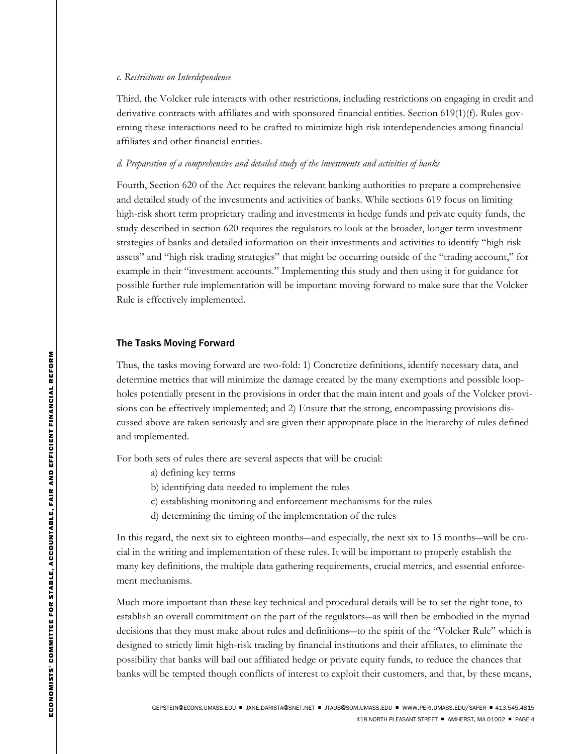*c. Restrictions on Interdependence*

Third, the Volcker rule interacts with other restrictions, including restrictions on engaging in credit and derivative contracts with affiliates and with sponsored financial entities. Section 619(1)(f). Rules governing these interactions need to be crafted to minimize high risk interdependencies among financial affiliates and other financial entities.

*d. Preparation of a comprehensive and detailed study of the investments and activities of banks*

Fourth, Section 620 of the Act requires the relevant banking authorities to prepare a comprehensive and detailed study of the investments and activities of banks. While sections 619 focus on limiting high-risk short term proprietary trading and investments in hedge funds and private equity funds, the study described in section 620 requires the regulators to look at the broader, longer term investment strategies of banks and detailed information on their investments and activities to identify "high risk assets" and "high risk trading strategies" that might be occurring outside of the "trading account," for example in their "investment accounts." Implementing this study and then using it for guidance for possible further rule implementation will be important moving forward to make sure that the Volcker Rule is effectively implemented.

## The Tasks Moving Forward

Thus, the tasks moving forward are two-fold: 1) Concretize definitions, identify necessary data, and determine metrics that will minimize the damage created by the many exemptions and possible loopholes potentially present in the provisions in order that the main intent and goals of the Volcker provisions can be effectively implemented; and 2) Ensure that the strong, encompassing provisions discussed above are taken seriously and are given their appropriate place in the hierarchy of rules defined and implemented.

For both sets of rules there are several aspects that will be crucial:

- a) defining key terms
- b) identifying data needed to implement the rules
- c) establishing monitoring and enforcement mechanisms for the rules
- d) determining the timing of the implementation of the rules

In this regard, the next six to eighteen months—and especially, the next six to 15 months—will be crucial in the writing and implementation of these rules. It will be important to properly establish the many key definitions, the multiple data gathering requirements, crucial metrics, and essential enforcement mechanisms.

Much more important than these key technical and procedural details will be to set the right tone, to establish an overall commitment on the part of the regulators—as will then be embodied in the myriad decisions that they must make about rules and definitions—to the spirit of the "Volcker Rule" which is designed to strictly limit high-risk trading by financial institutions and their affiliates, to eliminate the possibility that banks will bail out affiliated hedge or private equity funds, to reduce the chances that banks will be tempted though conflicts of interest to exploit their customers, and that, by these means,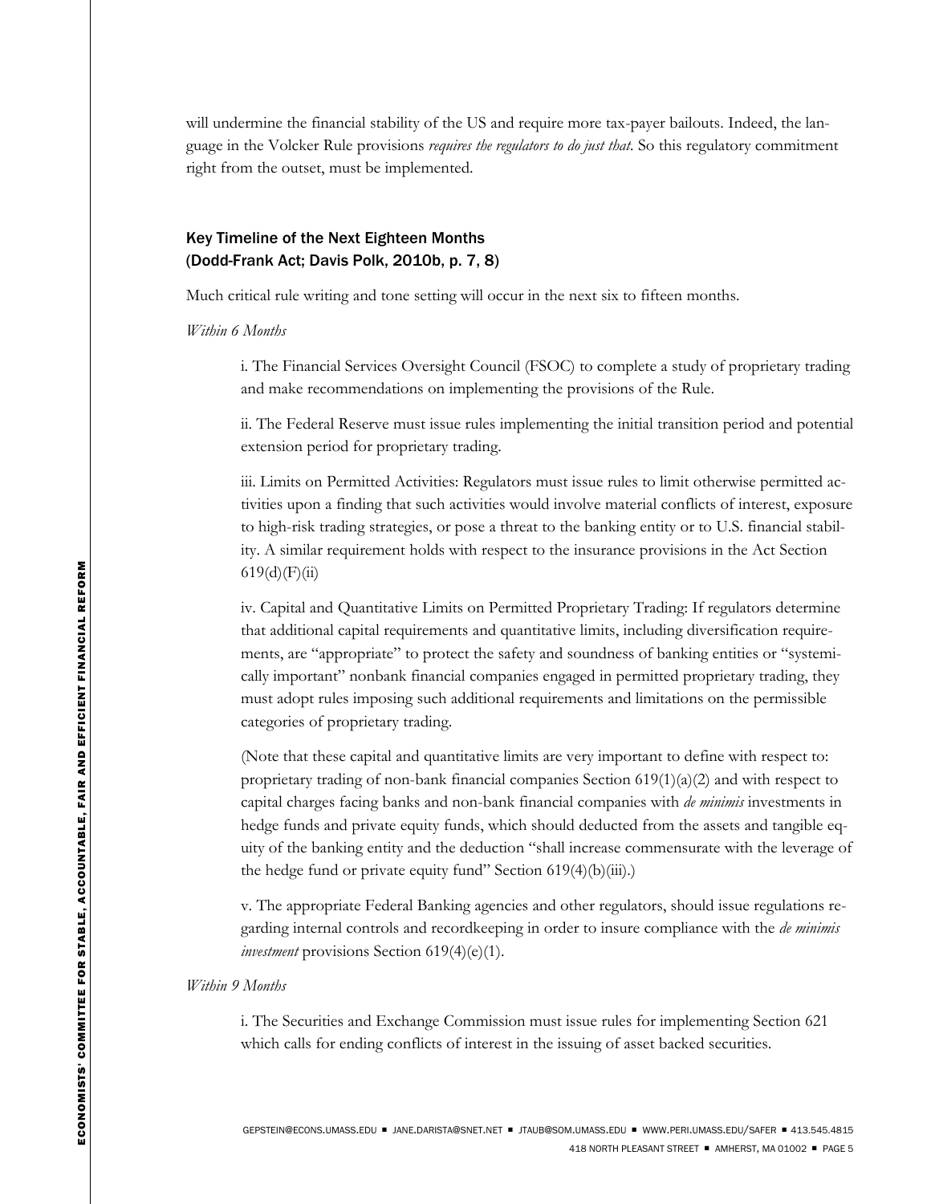will undermine the financial stability of the US and require more tax-payer bailouts. Indeed, the language in the Volcker Rule provisions *requires the regulators to do just that*. So this regulatory commitment right from the outset, must be implemented.

### Key Timeline of the Next Eighteen Months (Dodd-Frank Act; Davis Polk, 2010b, p. 7, 8)

Much critical rule writing and tone setting will occur in the next six to fifteen months.

*Within 6 Months*

i. The Financial Services Oversight Council (FSOC) to complete a study of proprietary trading and make recommendations on implementing the provisions of the Rule.

ii. The Federal Reserve must issue rules implementing the initial transition period and potential extension period for proprietary trading.

iii. Limits on Permitted Activities: Regulators must issue rules to limit otherwise permitted activities upon a finding that such activities would involve material conflicts of interest, exposure to high-risk trading strategies, or pose a threat to the banking entity or to U.S. financial stability. A similar requirement holds with respect to the insurance provisions in the Act Section 619(d)(F)(ii)

iv. Capital and Quantitative Limits on Permitted Proprietary Trading: If regulators determine that additional capital requirements and quantitative limits, including diversification requirements, are "appropriate" to protect the safety and soundness of banking entities or "systemically important" nonbank financial companies engaged in permitted proprietary trading, they must adopt rules imposing such additional requirements and limitations on the permissible categories of proprietary trading.

(Note that these capital and quantitative limits are very important to define with respect to: proprietary trading of non-bank financial companies Section 619(1)(a)(2) and with respect to capital charges facing banks and non-bank financial companies with *de minimis* investments in hedge funds and private equity funds, which should deducted from the assets and tangible equity of the banking entity and the deduction "shall increase commensurate with the leverage of the hedge fund or private equity fund" Section 619(4)(b)(iii).)

v. The appropriate Federal Banking agencies and other regulators, should issue regulations regarding internal controls and recordkeeping in order to insure compliance with the *de minimis investment* provisions Section 619(4)(e)(1).

*Within 9 Months*

i. The Securities and Exchange Commission must issue rules for implementing Section 621 which calls for ending conflicts of interest in the issuing of asset backed securities.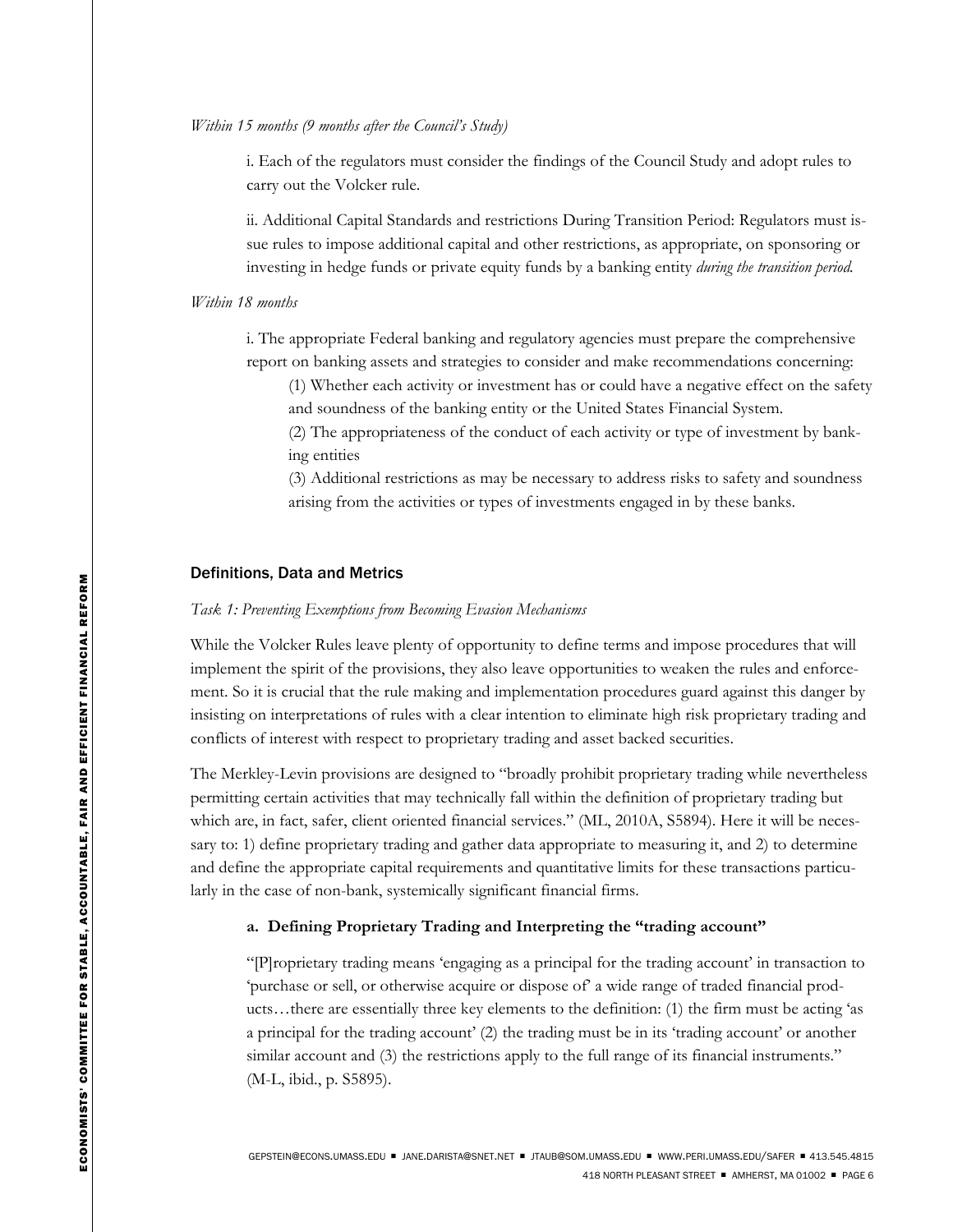*Within 15 months (9 months after the Council's Study)*

i. Each of the regulators must consider the findings of the Council Study and adopt rules to carry out the Volcker rule.

ii. Additional Capital Standards and restrictions During Transition Period: Regulators must issue rules to impose additional capital and other restrictions, as appropriate, on sponsoring or investing in hedge funds or private equity funds by a banking entity *during the transition period.*

*Within 18 months*

i. The appropriate Federal banking and regulatory agencies must prepare the comprehensive report on banking assets and strategies to consider and make recommendations concerning:

(1) Whether each activity or investment has or could have a negative effect on the safety and soundness of the banking entity or the United States Financial System.

(2) The appropriateness of the conduct of each activity or type of investment by banking entities

(3) Additional restrictions as may be necessary to address risks to safety and soundness arising from the activities or types of investments engaged in by these banks.

## Definitions, Data and Metrics

*Task 1: Preventing Exemptions from Becoming Evasion Mechanisms*

While the Volcker Rules leave plenty of opportunity to define terms and impose procedures that will implement the spirit of the provisions, they also leave opportunities to weaken the rules and enforcement. So it is crucial that the rule making and implementation procedures guard against this danger by insisting on interpretations of rules with a clear intention to eliminate high risk proprietary trading and conflicts of interest with respect to proprietary trading and asset backed securities.

The Merkley-Levin provisions are designed to "broadly prohibit proprietary trading while nevertheless permitting certain activities that may technically fall within the definition of proprietary trading but which are, in fact, safer, client oriented financial services." (ML, 2010A, S5894). Here it will be necessary to: 1) define proprietary trading and gather data appropriate to measuring it, and 2) to determine and define the appropriate capital requirements and quantitative limits for these transactions particularly in the case of non-bank, systemically significant financial firms.

### a. Defining Proprietary Trading and Interpreting the "trading account"

"[P]roprietary trading means 'engaging as a principal for the trading account' in transaction to 'purchase or sell, or otherwise acquire or dispose of' a wide range of traded financial products…there are essentially three key elements to the definition: (1) the firm must be acting 'as a principal for the trading account' (2) the trading must be in its 'trading account' or another similar account and (3) the restrictions apply to the full range of its financial instruments." (M-L, ibid., p. S5895).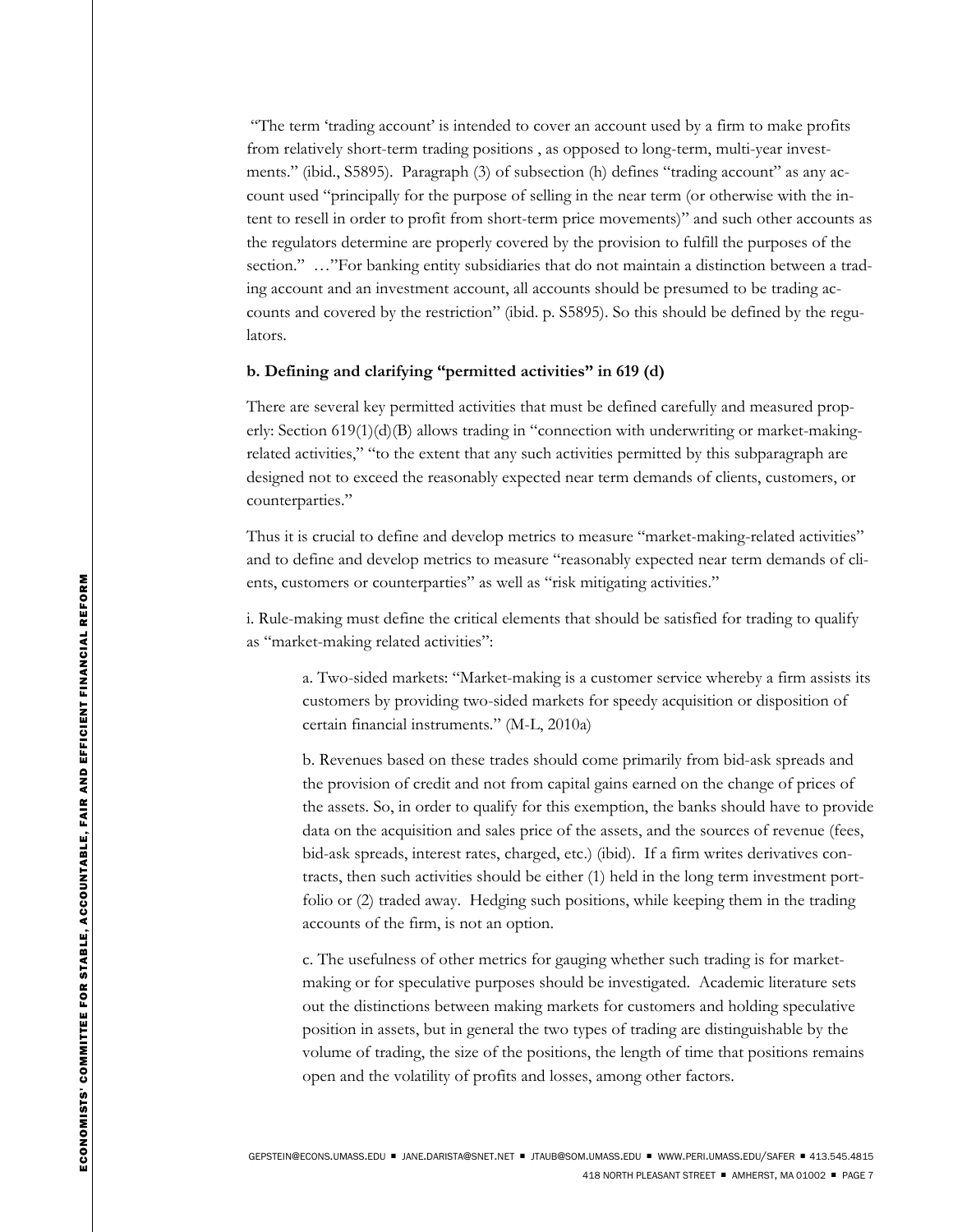"The term 'trading account' is intended to cover an account used by a firm to make profits from relatively short-term trading positions , as opposed to long-term, multi-year investments." (ibid., S5895). Paragraph (3) of subsection (h) defines "trading account" as any account used "principally for the purpose of selling in the near term (or otherwise with the intent to resell in order to profit from short-term price movements)" and such other accounts as the regulators determine are properly covered by the provision to fulfill the purposes of the section." …"For banking entity subsidiaries that do not maintain a distinction between a trading account and an investment account, all accounts should be presumed to be trading accounts and covered by the restriction" (ibid. p. S5895). So this should be defined by the regulators.

**b. Defining and clarifying "permitted activities" in 619 (d)**

There are several key permitted activities that must be defined carefully and measured properly: Section 619(1)(d)(B) allows trading in "connection with underwriting or market-making-related activities," "to the extent that any such activities permitted by this subparagraph are designed not to exceed the reasonably expected near term demands of clients, customers, or counterparties."

Thus it is crucial to define and develop metrics to measure "market-making-related activities" and to define and develop metrics to measure "reasonably expected near term demands of clients, customers or counterparties" as well as "risk mitigating activities."

i. Rule-making must define the critical elements that should be satisfied for trading to qualify as "market-making related activities":

> a. Two-sided markets: "Market-making is a customer service whereby a firm assists its customers by providing two-sided markets for speedy acquisition or disposition of certain financial instruments." (M-L, 2010a)
>
> b. Revenues based on these trades should come primarily from bid-ask spreads and the provision of credit and not from capital gains earned on the change of prices of the assets. So, in order to qualify for this exemption, the banks should have to provide data on the acquisition and sales price of the assets, and the sources of revenue (fees, bid-ask spreads, interest rates, charged, etc.) (ibid). If a firm writes derivatives contracts, then such activities should be either (1) held in the long term investment portfolio or (2) traded away. Hedging such positions, while keeping them in the trading accounts of the firm, is not an option.
>
> c. The usefulness of other metrics for gauging whether such trading is for market-making or for speculative purposes should be investigated. Academic literature sets out the distinctions between making markets for customers and holding speculative position in assets, but in general the two types of trading are distinguishable by the volume of trading, the size of the positions, the length of time that positions remains open and the volatility of profits and losses, among other factors.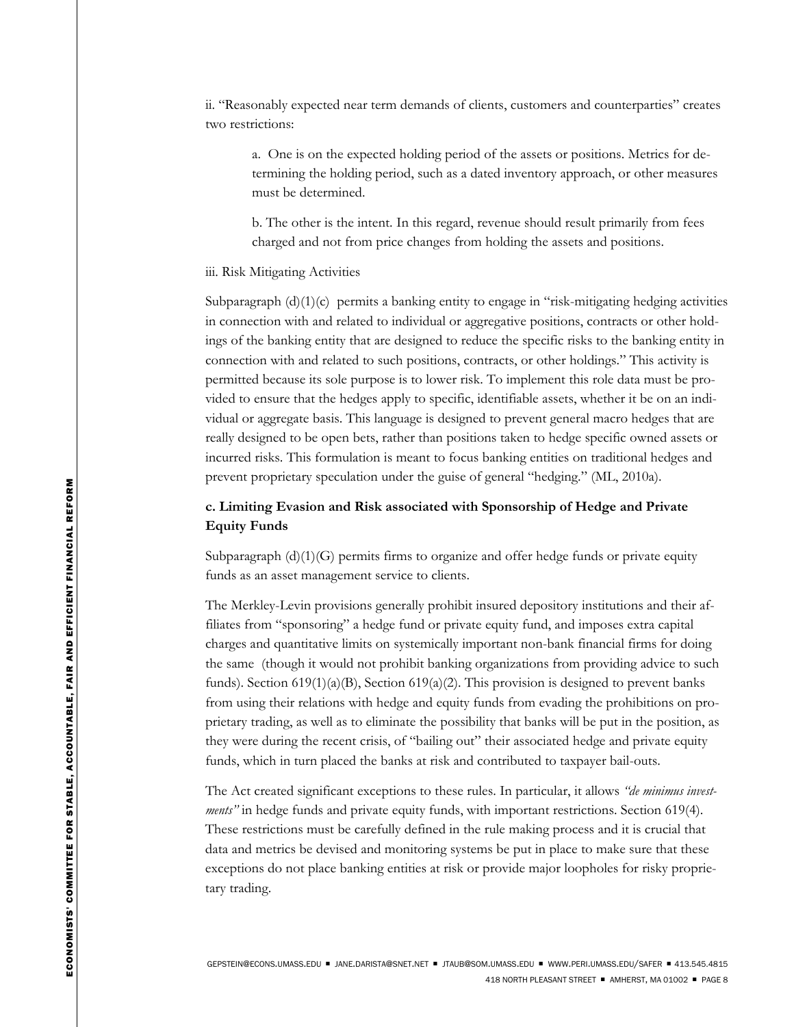ii. "Reasonably expected near term demands of clients, customers and counterparties" creates two restrictions:

> a. One is on the expected holding period of the assets or positions. Metrics for determining the holding period, such as a dated inventory approach, or other measures must be determined.
>
> b. The other is the intent. In this regard, revenue should result primarily from fees charged and not from price changes from holding the assets and positions.

iii. Risk Mitigating Activities

Subparagraph (d)(1)(c) permits a banking entity to engage in "risk-mitigating hedging activities in connection with and related to individual or aggregative positions, contracts or other holdings of the banking entity that are designed to reduce the specific risks to the banking entity in connection with and related to such positions, contracts, or other holdings." This activity is permitted because its sole purpose is to lower risk. To implement this role data must be provided to ensure that the hedges apply to specific, identifiable assets, whether it be on an individual or aggregate basis. This language is designed to prevent general macro hedges that are really designed to be open bets, rather than positions taken to hedge specific owned assets or incurred risks. This formulation is meant to focus banking entities on traditional hedges and prevent proprietary speculation under the guise of general "hedging." (ML, 2010a).

### c. Limiting Evasion and Risk associated with Sponsorship of Hedge and Private Equity Funds

Subparagraph (d)(1)(G) permits firms to organize and offer hedge funds or private equity funds as an asset management service to clients.

The Merkley-Levin provisions generally prohibit insured depository institutions and their affiliates from "sponsoring" a hedge fund or private equity fund, and imposes extra capital charges and quantitative limits on systemically important non-bank financial firms for doing the same (though it would not prohibit banking organizations from providing advice to such funds). Section 619(1)(a)(B), Section 619(a)(2). This provision is designed to prevent banks from using their relations with hedge and equity funds from evading the prohibitions on proprietary trading, as well as to eliminate the possibility that banks will be put in the position, as they were during the recent crisis, of "bailing out" their associated hedge and private equity funds, which in turn placed the banks at risk and contributed to taxpayer bail-outs.

The Act created significant exceptions to these rules. In particular, it allows *"de minimus investments"* in hedge funds and private equity funds, with important restrictions. Section 619(4). These restrictions must be carefully defined in the rule making process and it is crucial that data and metrics be devised and monitoring systems be put in place to make sure that these exceptions do not place banking entities at risk or provide major loopholes for risky proprietary trading.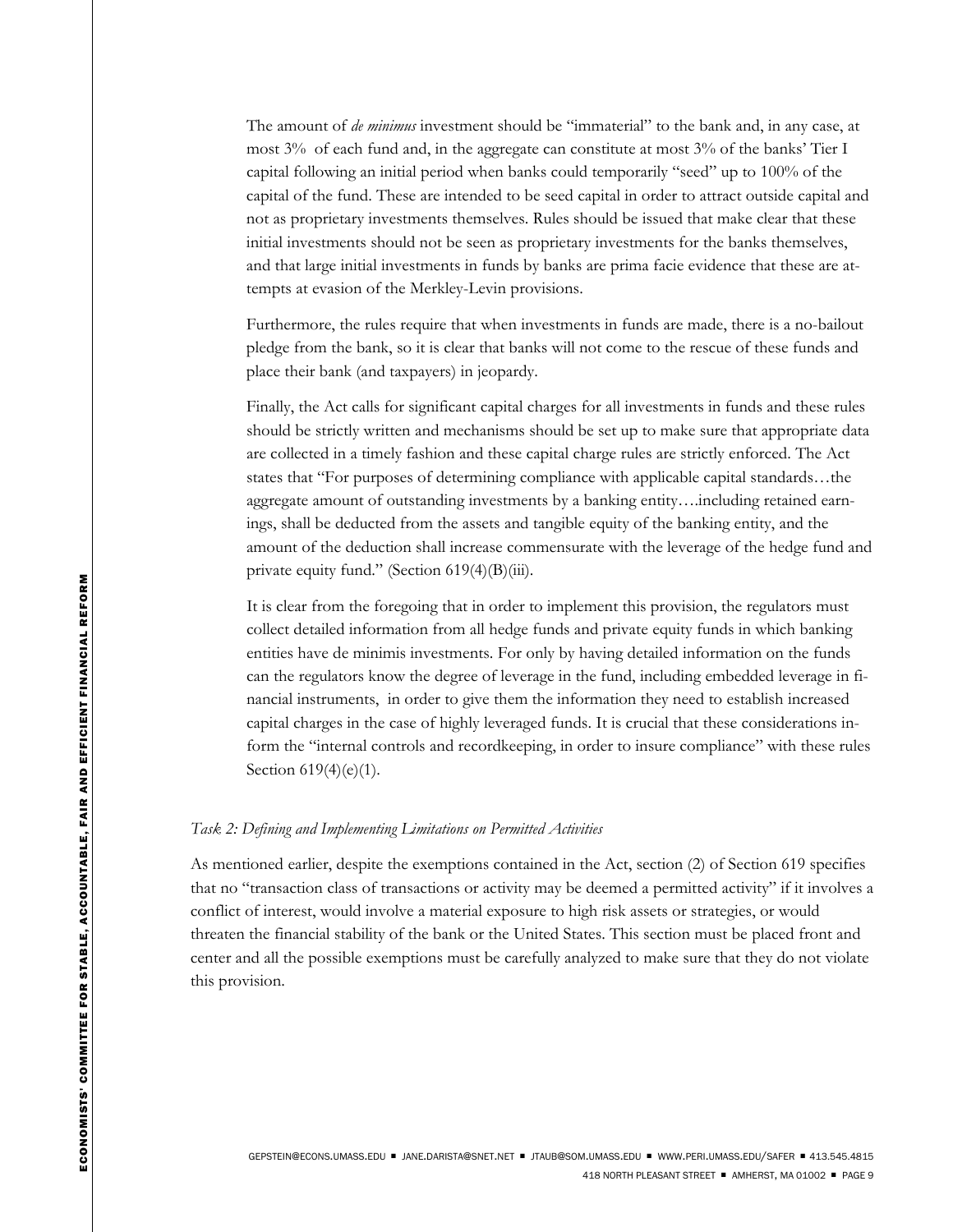The amount of *de minimus* investment should be "immaterial" to the bank and, in any case, at most 3% of each fund and, in the aggregate can constitute at most 3% of the banks' Tier I capital following an initial period when banks could temporarily "seed" up to 100% of the capital of the fund. These are intended to be seed capital in order to attract outside capital and not as proprietary investments themselves. Rules should be issued that make clear that these initial investments should not be seen as proprietary investments for the banks themselves, and that large initial investments in funds by banks are prima facie evidence that these are attempts at evasion of the Merkley-Levin provisions.

Furthermore, the rules require that when investments in funds are made, there is a no-bailout pledge from the bank, so it is clear that banks will not come to the rescue of these funds and place their bank (and taxpayers) in jeopardy.

Finally, the Act calls for significant capital charges for all investments in funds and these rules should be strictly written and mechanisms should be set up to make sure that appropriate data are collected in a timely fashion and these capital charge rules are strictly enforced. The Act states that "For purposes of determining compliance with applicable capital standards…the aggregate amount of outstanding investments by a banking entity….including retained earnings, shall be deducted from the assets and tangible equity of the banking entity, and the amount of the deduction shall increase commensurate with the leverage of the hedge fund and private equity fund." (Section 619(4)(B)(iii).

It is clear from the foregoing that in order to implement this provision, the regulators must collect detailed information from all hedge funds and private equity funds in which banking entities have de minimis investments. For only by having detailed information on the funds can the regulators know the degree of leverage in the fund, including embedded leverage in financial instruments, in order to give them the information they need to establish increased capital charges in the case of highly leveraged funds. It is crucial that these considerations inform the "internal controls and recordkeeping, in order to insure compliance" with these rules Section 619(4)(e)(1).

*Task 2: Defining and Implementing Limitations on Permitted Activities*

As mentioned earlier, despite the exemptions contained in the Act, section (2) of Section 619 specifies that no "transaction class of transactions or activity may be deemed a permitted activity" if it involves a conflict of interest, would involve a material exposure to high risk assets or strategies, or would threaten the financial stability of the bank or the United States. This section must be placed front and center and all the possible exemptions must be carefully analyzed to make sure that they do not violate this provision.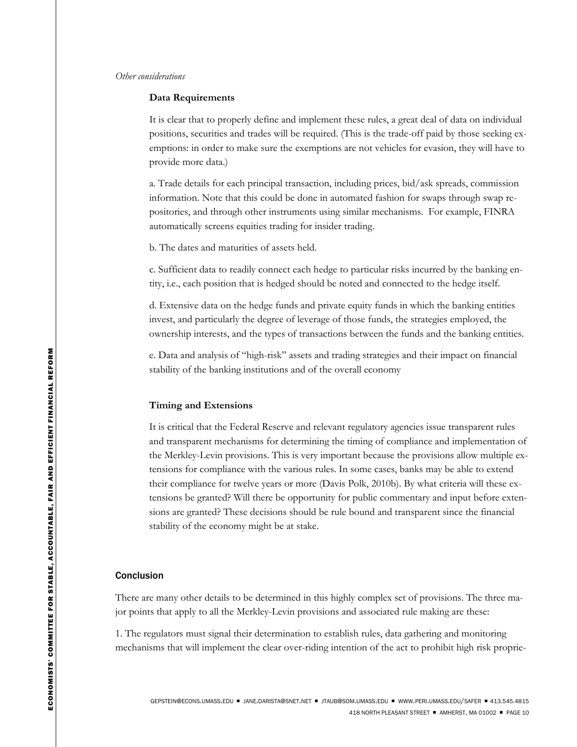*Other considerations*

**Data Requirements**

It is clear that to properly define and implement these rules, a great deal of data on individual positions, securities and trades will be required. (This is the trade-off paid by those seeking exemptions: in order to make sure the exemptions are not vehicles for evasion, they will have to provide more data.)

a. Trade details for each principal transaction, including prices, bid/ask spreads, commission information. Note that this could be done in automated fashion for swaps through swap repositories, and through other instruments using similar mechanisms. For example, FINRA automatically screens equities trading for insider trading.

b. The dates and maturities of assets held.

c. Sufficient data to readily connect each hedge to particular risks incurred by the banking entity, i.e., each position that is hedged should be noted and connected to the hedge itself.

d. Extensive data on the hedge funds and private equity funds in which the banking entities invest, and particularly the degree of leverage of those funds, the strategies employed, the ownership interests, and the types of transactions between the funds and the banking entities.

e. Data and analysis of "high-risk" assets and trading strategies and their impact on financial stability of the banking institutions and of the overall economy

**Timing and Extensions**

It is critical that the Federal Reserve and relevant regulatory agencies issue transparent rules and transparent mechanisms for determining the timing of compliance and implementation of the Merkley-Levin provisions. This is very important because the provisions allow multiple extensions for compliance with the various rules. In some cases, banks may be able to extend their compliance for twelve years or more (Davis Polk, 2010b). By what criteria will these extensions be granted? Will there be opportunity for public commentary and input before extensions are granted? These decisions should be rule bound and transparent since the financial stability of the economy might be at stake.

## Conclusion

There are many other details to be determined in this highly complex set of provisions. The three major points that apply to all the Merkley-Levin provisions and associated rule making are these:

1. The regulators must signal their determination to establish rules, data gathering and monitoring mechanisms that will implement the clear over-riding intention of the act to prohibit high risk proprie-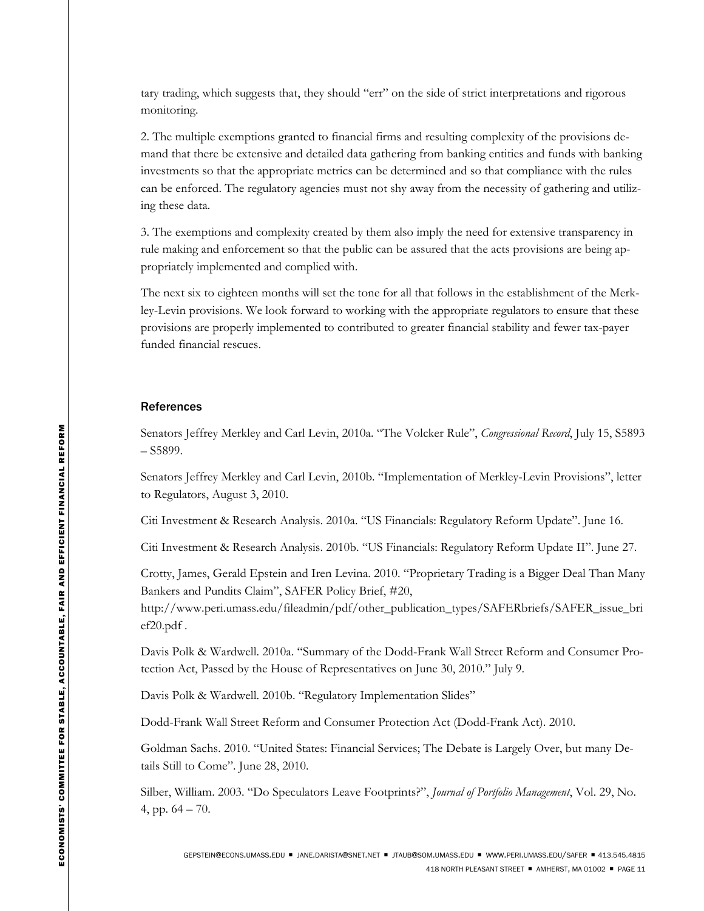tary trading, which suggests that, they should "err" on the side of strict interpretations and rigorous monitoring.

2. The multiple exemptions granted to financial firms and resulting complexity of the provisions demand that there be extensive and detailed data gathering from banking entities and funds with banking investments so that the appropriate metrics can be determined and so that compliance with the rules can be enforced. The regulatory agencies must not shy away from the necessity of gathering and utilizing these data.

3. The exemptions and complexity created by them also imply the need for extensive transparency in rule making and enforcement so that the public can be assured that the acts provisions are being appropriately implemented and complied with.

The next six to eighteen months will set the tone for all that follows in the establishment of the Merkley-Levin provisions. We look forward to working with the appropriate regulators to ensure that these provisions are properly implemented to contributed to greater financial stability and fewer tax-payer funded financial rescues.

## References

Senators Jeffrey Merkley and Carl Levin, 2010a. "The Volcker Rule", *Congressional Record*, July 15, S5893 – S5899.

Senators Jeffrey Merkley and Carl Levin, 2010b. "Implementation of Merkley-Levin Provisions", letter to Regulators, August 3, 2010.

Citi Investment & Research Analysis. 2010a. "US Financials: Regulatory Reform Update". June 16.

Citi Investment & Research Analysis. 2010b. "US Financials: Regulatory Reform Update II". June 27.

Crotty, James, Gerald Epstein and Iren Levina. 2010. "Proprietary Trading is a Bigger Deal Than Many Bankers and Pundits Claim", SAFER Policy Brief, #20, http://www.peri.umass.edu/fileadmin/pdf/other_publication_types/SAFERbriefs/SAFER_issue_brief20.pdf .

Davis Polk & Wardwell. 2010a. "Summary of the Dodd-Frank Wall Street Reform and Consumer Protection Act, Passed by the House of Representatives on June 30, 2010." July 9.

Davis Polk & Wardwell. 2010b. "Regulatory Implementation Slides"

Dodd-Frank Wall Street Reform and Consumer Protection Act (Dodd-Frank Act). 2010.

Goldman Sachs. 2010. "United States: Financial Services; The Debate is Largely Over, but many Details Still to Come". June 28, 2010.

Silber, William. 2003. "Do Speculators Leave Footprints?", *Journal of Portfolio Management*, Vol. 29, No. 4, pp. 64 – 70.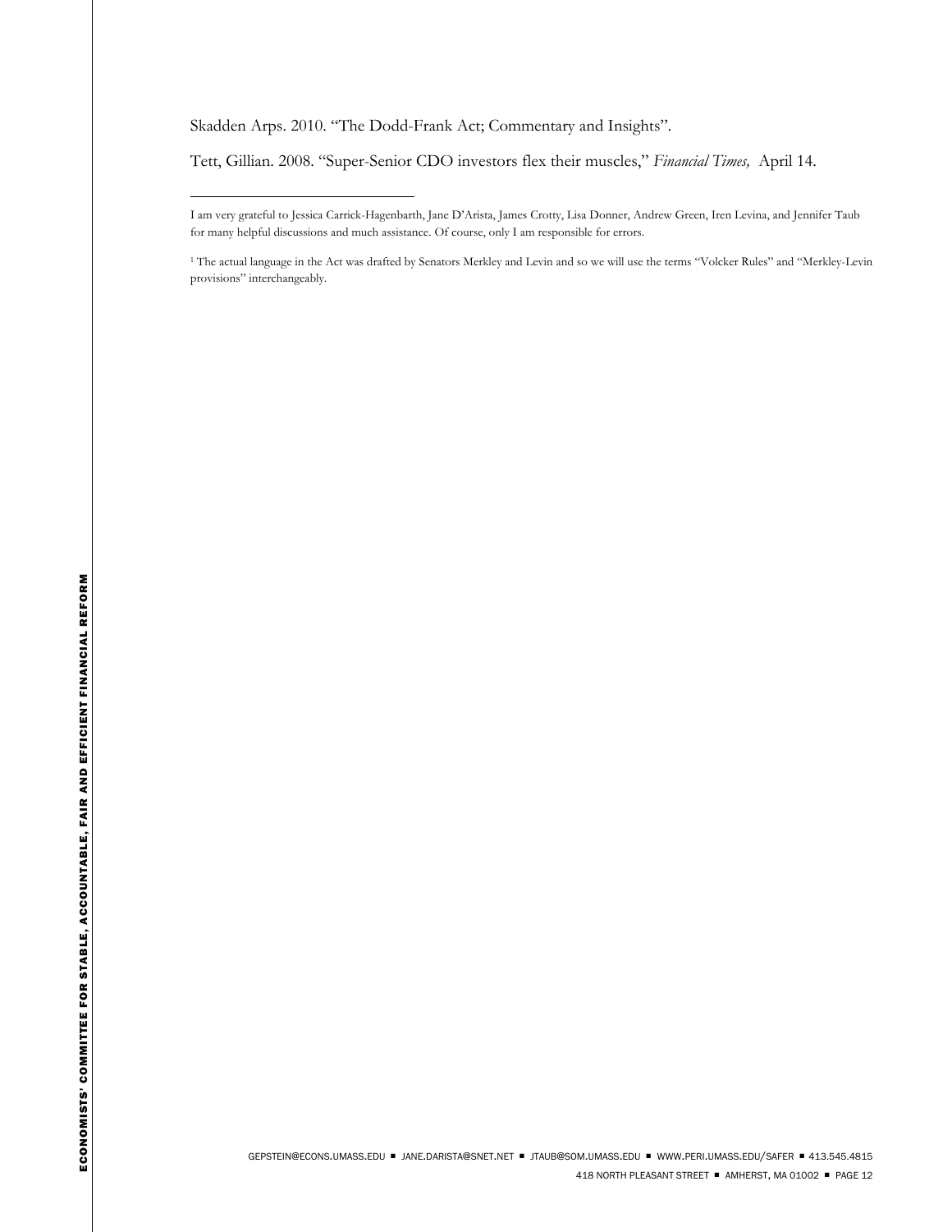Skadden Arps. 2010. "The Dodd-Frank Act; Commentary and Insights".

Tett, Gillian. 2008. "Super-Senior CDO investors flex their muscles," *Financial Times,* April 14.

---

I am very grateful to Jessica Carrick-Hagenbarth, Jane D'Arista, James Crotty, Lisa Donner, Andrew Green, Iren Levina, and Jennifer Taub for many helpful discussions and much assistance. Of course, only I am responsible for errors.

[1] The actual language in the Act was drafted by Senators Merkley and Levin and so we will use the terms "Volcker Rules" and "Merkley-Levin provisions" interchangeably.